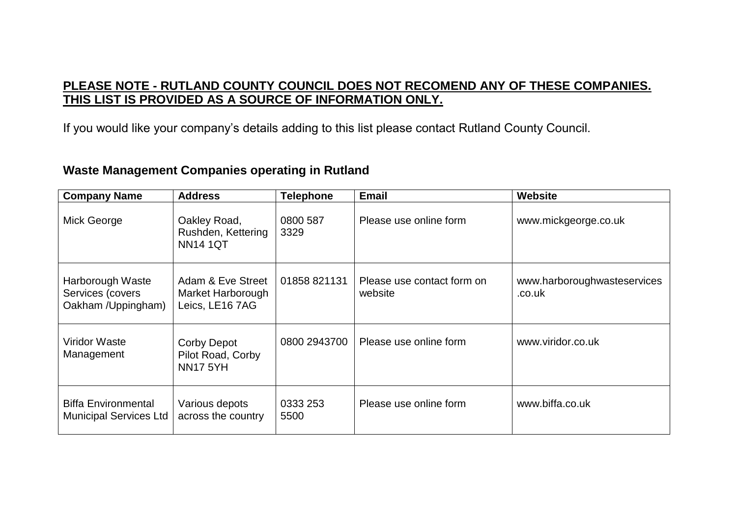**PLEASE NOTE - RUTLAND COUNTY COUNCIL DOES NOT RECOMEND ANY OF THESE COMPANIES. THIS LIST IS PROVIDED AS A SOURCE OF INFORMATION ONLY.**

If you would like your company's details adding to this list please contact Rutland County Council.

## Waste Management Companies operating in Rutland

| Company Name | Address | Telephone | Email | Website |
|---|---|---|---|---|
| Mick George | Oakley Road, Rushden, Kettering NN14 1QT | 0800 587 3329 | Please use online form | www.mickgeorge.co.uk |
| Harborough Waste Services (covers Oakham /Uppingham) | Adam & Eve Street Market Harborough Leics, LE16 7AG | 01858 821131 | Please use contact form on website | www.harboroughwasteservices.co.uk |
| Viridor Waste Management | Corby Depot Pilot Road, Corby NN17 5YH | 0800 2943700 | Please use online form | www.viridor.co.uk |
| Biffa Environmental Municipal Services Ltd | Various depots across the country | 0333 253 5500 | Please use online form | www.biffa.co.uk |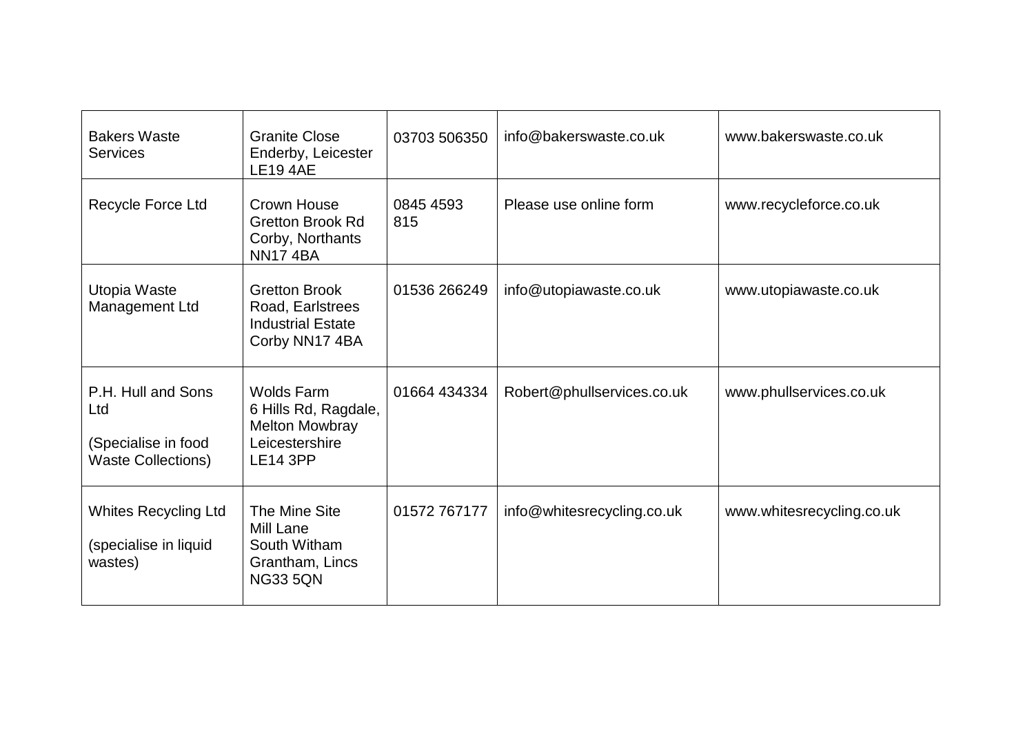| | | | | |
|---|---|---|---|---|
| Bakers Waste Services | Granite Close Enderby, Leicester LE19 4AE | 03703 506350 | info@bakerswaste.co.uk | www.bakerswaste.co.uk |
| Recycle Force Ltd | Crown House Gretton Brook Rd Corby, Northants NN17 4BA | 0845 4593 815 | Please use online form | www.recycleforce.co.uk |
| Utopia Waste Management Ltd | Gretton Brook Road, Earlstrees Industrial Estate Corby NN17 4BA | 01536 266249 | info@utopiawaste.co.uk | www.utopiawaste.co.uk |
| P.H. Hull and Sons Ltd<br><br>(Specialise in food Waste Collections) | Wolds Farm 6 Hills Rd, Ragdale, Melton Mowbray Leicestershire LE14 3PP | 01664 434334 | Robert@phullservices.co.uk | www.phullservices.co.uk |
| Whites Recycling Ltd<br><br>(specialise in liquid wastes) | The Mine Site Mill Lane South Witham Grantham, Lincs NG33 5QN | 01572 767177 | info@whitesrecycling.co.uk | www.whitesrecycling.co.uk |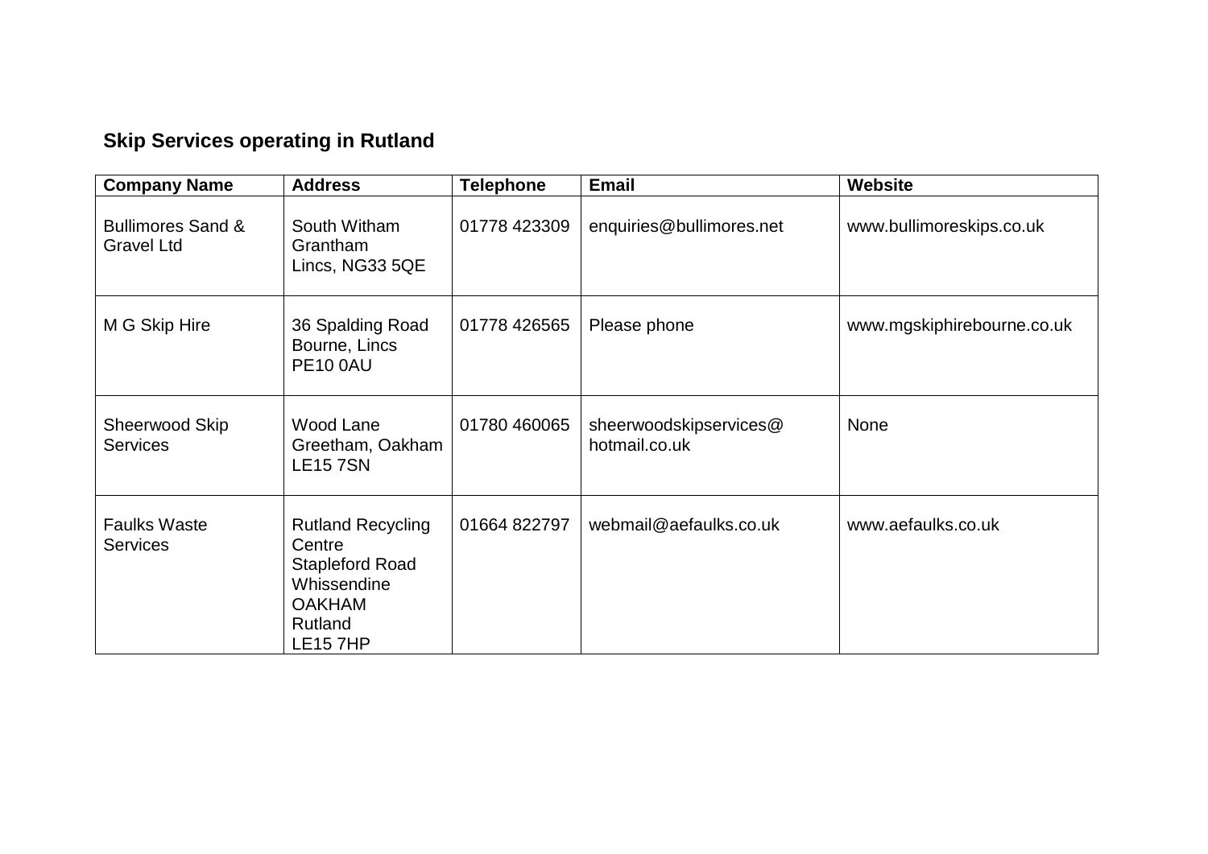## Skip Services operating in Rutland

| Company Name | Address | Telephone | Email | Website |
|---|---|---|---|---|
| Bullimores Sand & Gravel Ltd | South Witham Grantham Lincs, NG33 5QE | 01778 423309 | enquiries@bullimores.net | www.bullimoreskips.co.uk |
| M G Skip Hire | 36 Spalding Road Bourne, Lincs PE10 0AU | 01778 426565 | Please phone | www.mgskiphirebourne.co.uk |
| Sheerwood Skip Services | Wood Lane Greetham, Oakham LE15 7SN | 01780 460065 | sheerwoodskipservices@hotmail.co.uk | None |
| Faulks Waste Services | Rutland Recycling Centre Stapleford Road Whissendine OAKHAM Rutland LE15 7HP | 01664 822797 | webmail@aefaulks.co.uk | www.aefaulks.co.uk |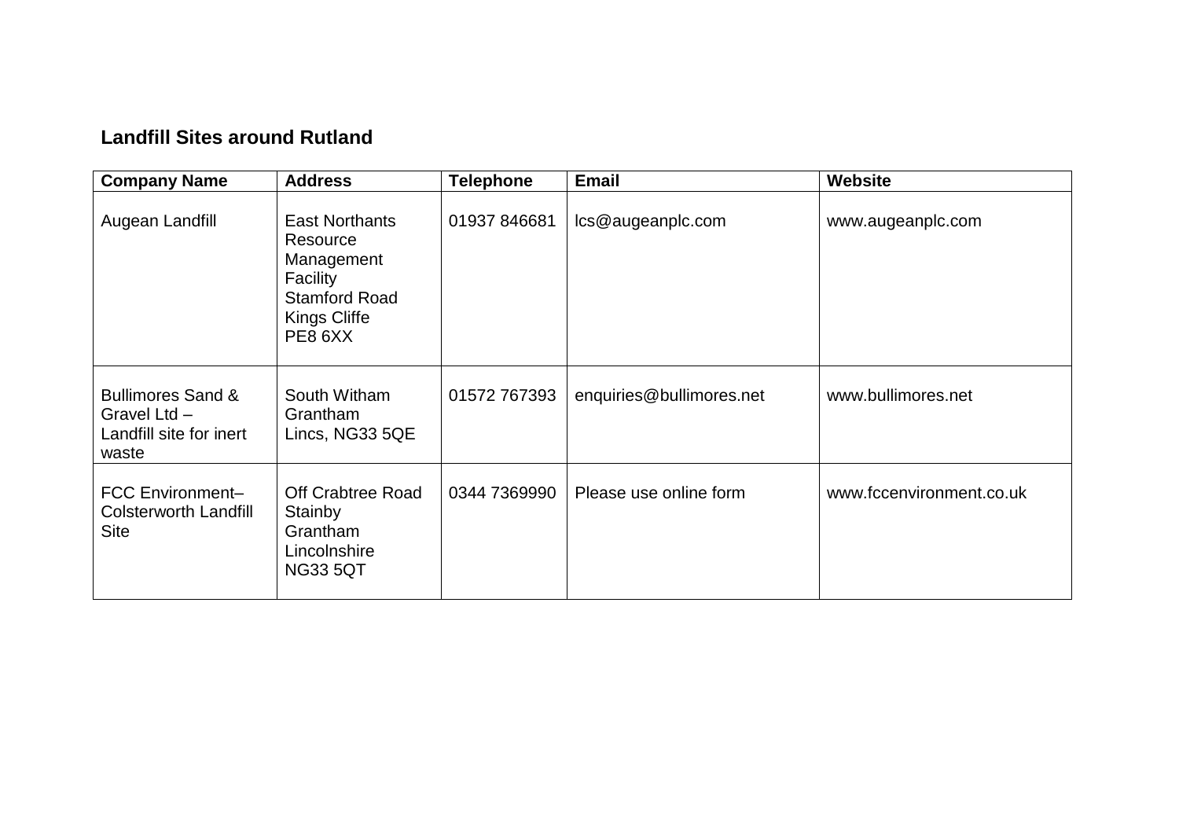## Landfill Sites around Rutland

| Company Name | Address | Telephone | Email | Website |
|---|---|---|---|---|
| Augean Landfill | East Northants Resource Management Facility Stamford Road Kings Cliffe PE8 6XX | 01937 846681 | lcs@augeanplc.com | www.augeanplc.com |
| Bullimores Sand & Gravel Ltd – Landfill site for inert waste | South Witham Grantham Lincs, NG33 5QE | 01572 767393 | enquiries@bullimores.net | www.bullimores.net |
| FCC Environment– Colsterworth Landfill Site | Off Crabtree Road Stainby Grantham Lincolnshire NG33 5QT | 0344 7369990 | Please use online form | www.fccenvironment.co.uk |